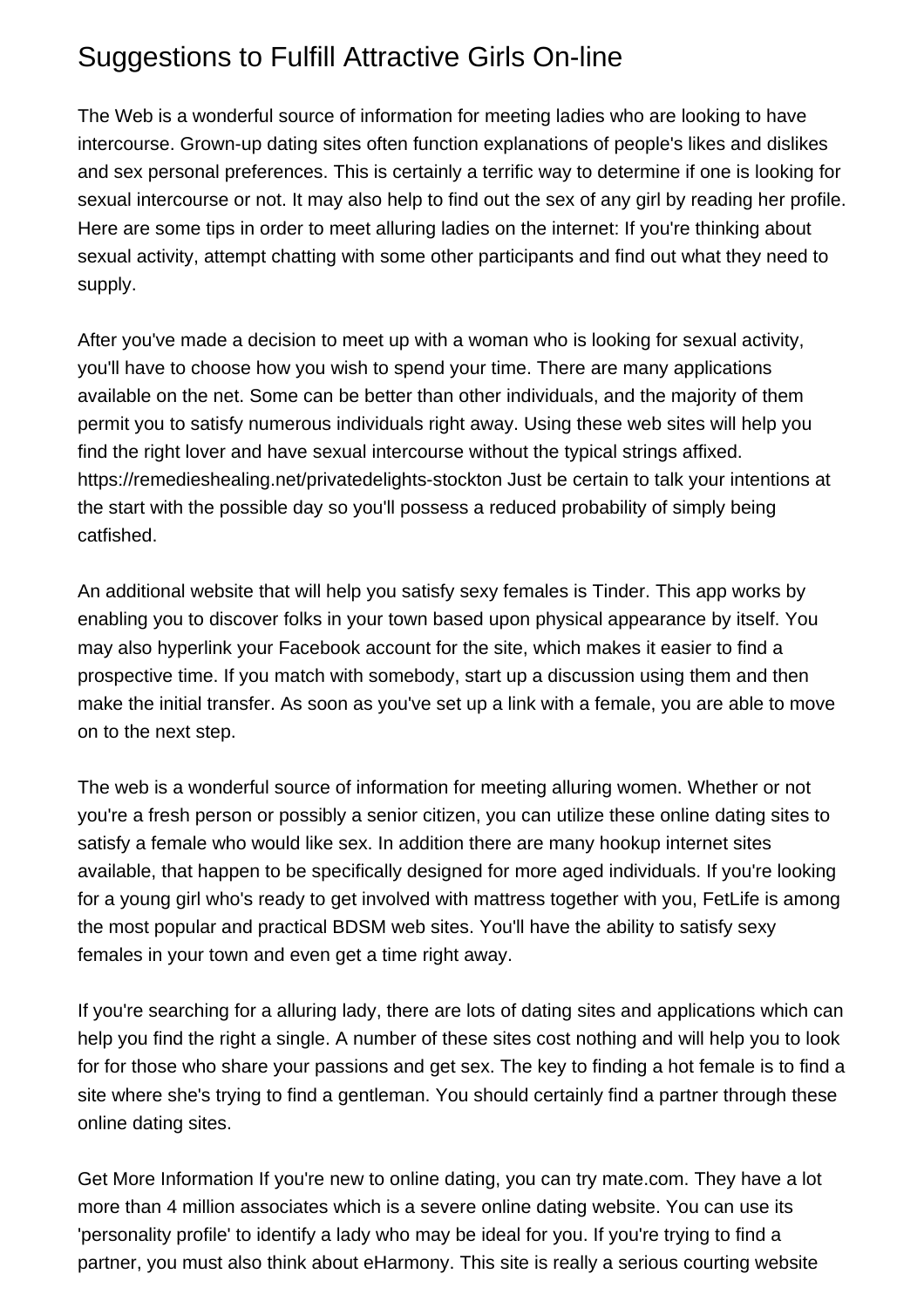# Suggestions to Fulfill Attractive Girls On-line

The Web is a wonderful source of information for meeting ladies who are looking to have intercourse. Grown-up dating sites often function explanations of people's likes and dislikes and sex personal preferences. This is certainly a terrific way to determine if one is looking for sexual intercourse or not. It may also help to find out the sex of any girl by reading her profile. Here are some tips in order to meet alluring ladies on the internet: If you're thinking about sexual activity, attempt chatting with some other participants and find out what they need to supply.

After you've made a decision to meet up with a woman who is looking for sexual activity, you'll have to choose how you wish to spend your time. There are many applications available on the net. Some can be better than other individuals, and the majority of them permit you to satisfy numerous individuals right away. Using these web sites will help you find the right lover and have sexual intercourse without the typical strings affixed. https://remedieshealing.net/privatedelights-stockton Just be certain to talk your intentions at the start with the possible day so you'll possess a reduced probability of simply being catfished.

An additional website that will help you satisfy sexy females is Tinder. This app works by enabling you to discover folks in your town based upon physical appearance by itself. You may also hyperlink your Facebook account for the site, which makes it easier to find a prospective time. If you match with somebody, start up a discussion using them and then make the initial transfer. As soon as you've set up a link with a female, you are able to move on to the next step.

The web is a wonderful source of information for meeting alluring women. Whether or not you're a fresh person or possibly a senior citizen, you can utilize these online dating sites to satisfy a female who would like sex. In addition there are many hookup internet sites available, that happen to be specifically designed for more aged individuals. If you're looking for a young girl who's ready to get involved with mattress together with you, FetLife is among the most popular and practical BDSM web sites. You'll have the ability to satisfy sexy females in your town and even get a time right away.

If you're searching for a alluring lady, there are lots of dating sites and applications which can help you find the right a single. A number of these sites cost nothing and will help you to look for for those who share your passions and get sex. The key to finding a hot female is to find a site where she's trying to find a gentleman. You should certainly find a partner through these online dating sites.

Get More Information If you're new to online dating, you can try mate.com. They have a lot more than 4 million associates which is a severe online dating website. You can use its 'personality profile' to identify a lady who may be ideal for you. If you're trying to find a partner, you must also think about eHarmony. This site is really a serious courting website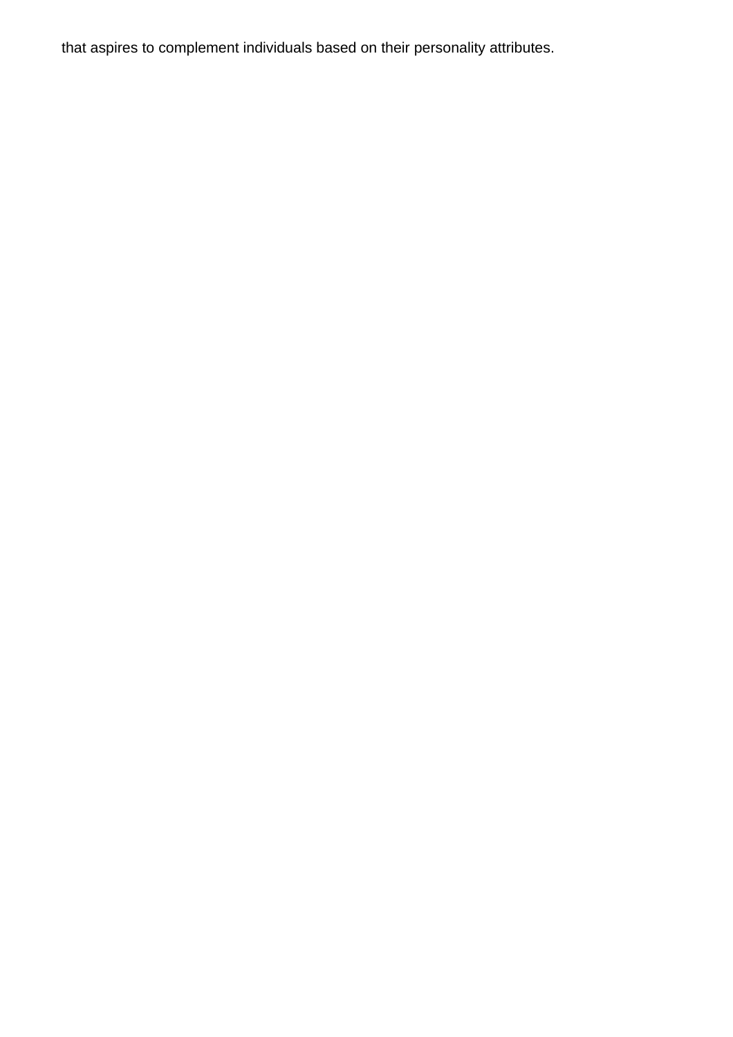that aspires to complement individuals based on their personality attributes.